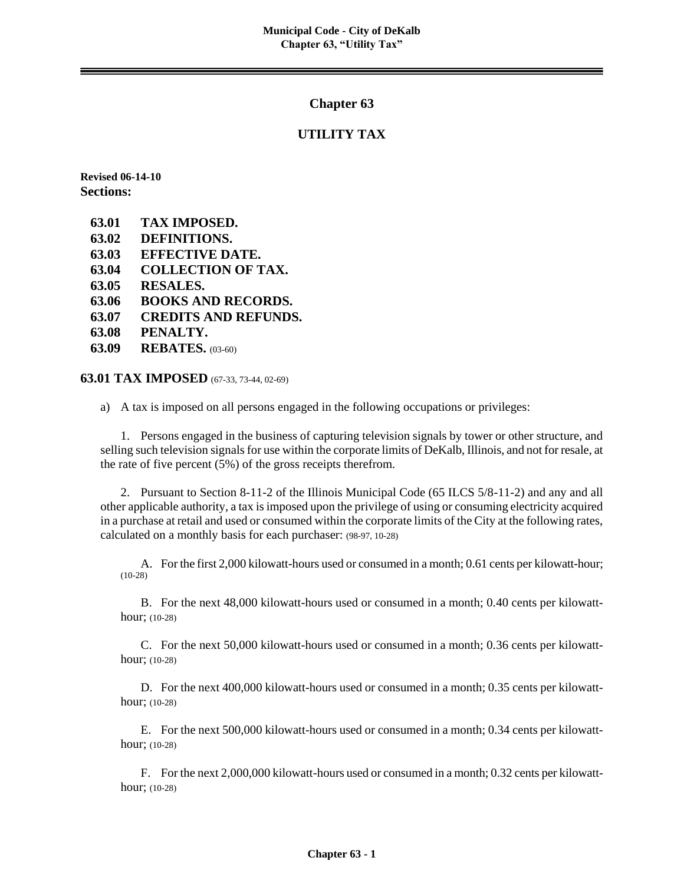# Chapter 63

## UTILITY TAX

**Revised 06-14-10**
**Sections:**

- **63.01 TAX IMPOSED.**
- **63.02 DEFINITIONS.**
- **63.03 EFFECTIVE DATE.**
- **63.04 COLLECTION OF TAX.**
- **63.05 RESALES.**
- **63.06 BOOKS AND RECORDS.**
- **63.07 CREDITS AND REFUNDS.**
- **63.08 PENALTY.**
- **63.09 REBATES.** (03-60)

### 63.01 TAX IMPOSED (67-33, 73-44, 02-69)

a) A tax is imposed on all persons engaged in the following occupations or privileges:

1. Persons engaged in the business of capturing television signals by tower or other structure, and selling such television signals for use within the corporate limits of DeKalb, Illinois, and not for resale, at the rate of five percent (5%) of the gross receipts therefrom.

2. Pursuant to Section 8-11-2 of the Illinois Municipal Code (65 ILCS 5/8-11-2) and any and all other applicable authority, a tax is imposed upon the privilege of using or consuming electricity acquired in a purchase at retail and used or consumed within the corporate limits of the City at the following rates, calculated on a monthly basis for each purchaser: (98-97, 10-28)

A. For the first 2,000 kilowatt-hours used or consumed in a month; 0.61 cents per kilowatt-hour; (10-28)

B. For the next 48,000 kilowatt-hours used or consumed in a month; 0.40 cents per kilowatt-hour; (10-28)

C. For the next 50,000 kilowatt-hours used or consumed in a month; 0.36 cents per kilowatt-hour; (10-28)

D. For the next 400,000 kilowatt-hours used or consumed in a month; 0.35 cents per kilowatt-hour; (10-28)

E. For the next 500,000 kilowatt-hours used or consumed in a month; 0.34 cents per kilowatt-hour; (10-28)

F. For the next 2,000,000 kilowatt-hours used or consumed in a month; 0.32 cents per kilowatt-hour; (10-28)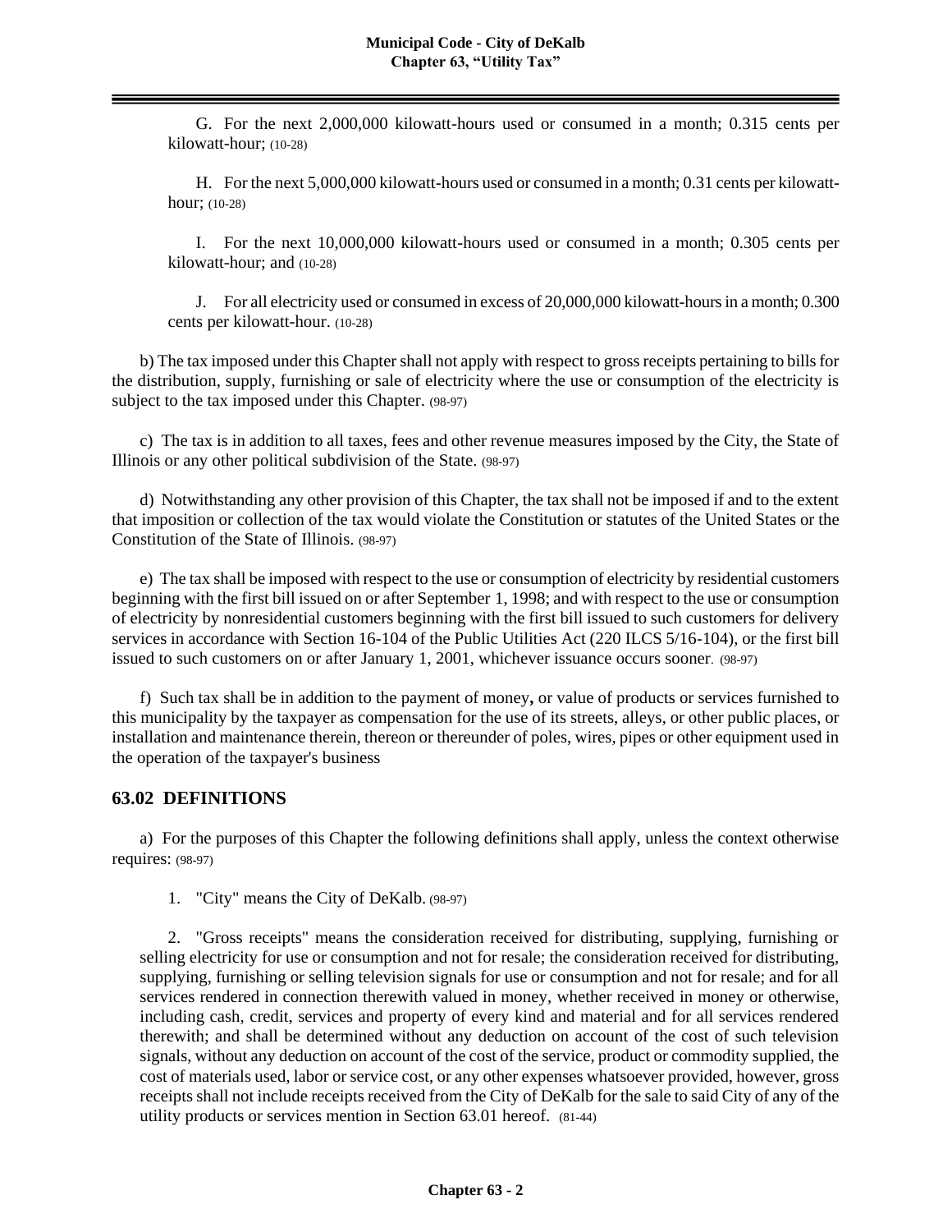G. For the next 2,000,000 kilowatt-hours used or consumed in a month; 0.315 cents per kilowatt-hour; (10-28)

H. For the next 5,000,000 kilowatt-hours used or consumed in a month; 0.31 cents per kilowatt-hour; (10-28)

I. For the next 10,000,000 kilowatt-hours used or consumed in a month; 0.305 cents per kilowatt-hour; and (10-28)

J. For all electricity used or consumed in excess of 20,000,000 kilowatt-hours in a month; 0.300 cents per kilowatt-hour. (10-28)

b) The tax imposed under this Chapter shall not apply with respect to gross receipts pertaining to bills for the distribution, supply, furnishing or sale of electricity where the use or consumption of the electricity is subject to the tax imposed under this Chapter. (98-97)

c) The tax is in addition to all taxes, fees and other revenue measures imposed by the City, the State of Illinois or any other political subdivision of the State. (98-97)

d) Notwithstanding any other provision of this Chapter, the tax shall not be imposed if and to the extent that imposition or collection of the tax would violate the Constitution or statutes of the United States or the Constitution of the State of Illinois. (98-97)

e) The tax shall be imposed with respect to the use or consumption of electricity by residential customers beginning with the first bill issued on or after September 1, 1998; and with respect to the use or consumption of electricity by nonresidential customers beginning with the first bill issued to such customers for delivery services in accordance with Section 16-104 of the Public Utilities Act (220 ILCS 5/16-104), or the first bill issued to such customers on or after January 1, 2001, whichever issuance occurs sooner. (98-97)

f) Such tax shall be in addition to the payment of money**,** or value of products or services furnished to this municipality by the taxpayer as compensation for the use of its streets, alleys, or other public places, or installation and maintenance therein, thereon or thereunder of poles, wires, pipes or other equipment used in the operation of the taxpayer's business

## 63.02 DEFINITIONS

a) For the purposes of this Chapter the following definitions shall apply, unless the context otherwise requires: (98-97)

1. "City" means the City of DeKalb. (98-97)

2. "Gross receipts" means the consideration received for distributing, supplying, furnishing or selling electricity for use or consumption and not for resale; the consideration received for distributing, supplying, furnishing or selling television signals for use or consumption and not for resale; and for all services rendered in connection therewith valued in money, whether received in money or otherwise, including cash, credit, services and property of every kind and material and for all services rendered therewith; and shall be determined without any deduction on account of the cost of such television signals, without any deduction on account of the cost of the service, product or commodity supplied, the cost of materials used, labor or service cost, or any other expenses whatsoever provided, however, gross receipts shall not include receipts received from the City of DeKalb for the sale to said City of any of the utility products or services mention in Section 63.01 hereof. (81-44)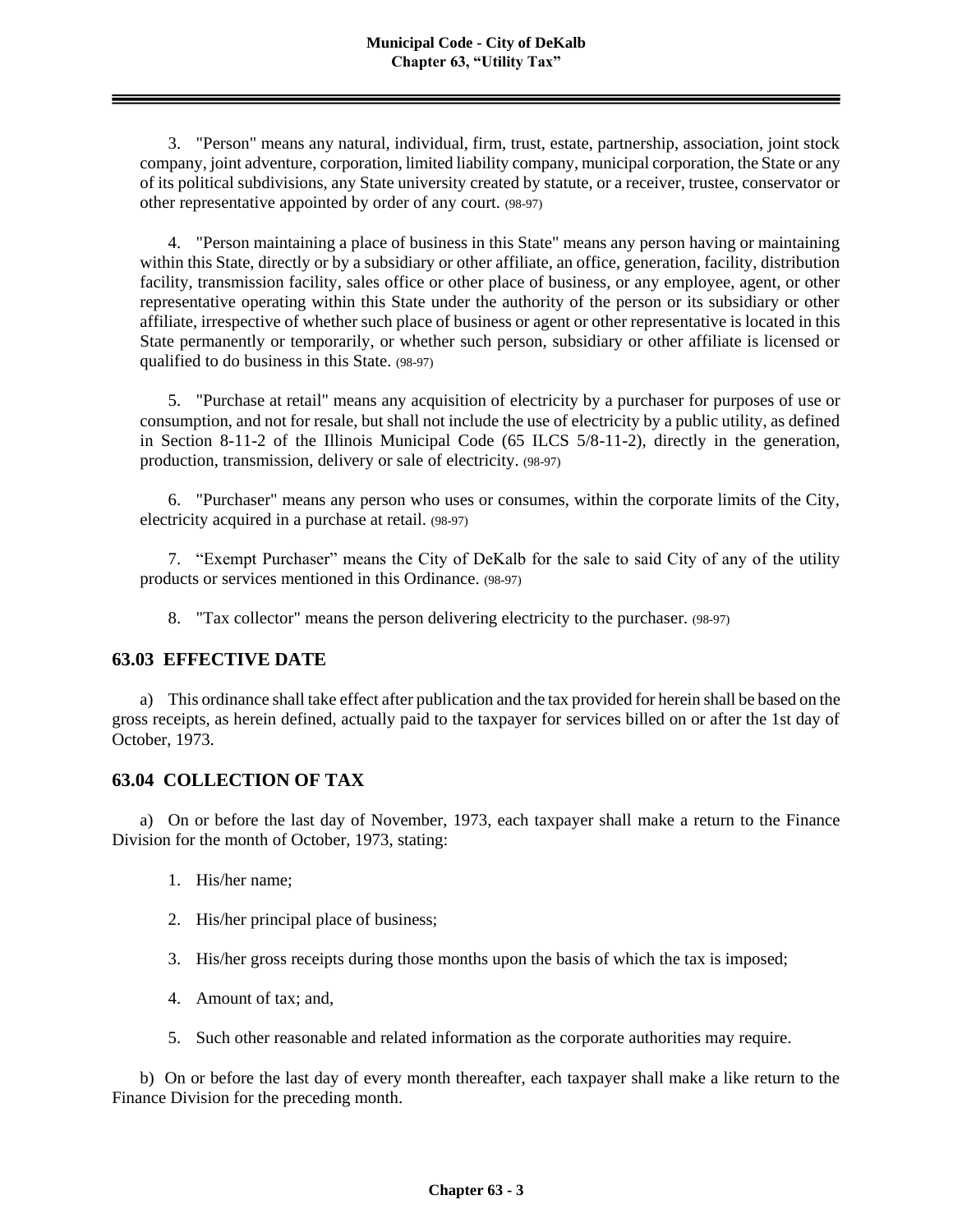3. "Person" means any natural, individual, firm, trust, estate, partnership, association, joint stock company, joint adventure, corporation, limited liability company, municipal corporation, the State or any of its political subdivisions, any State university created by statute, or a receiver, trustee, conservator or other representative appointed by order of any court. (98-97)

4. "Person maintaining a place of business in this State" means any person having or maintaining within this State, directly or by a subsidiary or other affiliate, an office, generation, facility, distribution facility, transmission facility, sales office or other place of business, or any employee, agent, or other representative operating within this State under the authority of the person or its subsidiary or other affiliate, irrespective of whether such place of business or agent or other representative is located in this State permanently or temporarily, or whether such person, subsidiary or other affiliate is licensed or qualified to do business in this State. (98-97)

5. "Purchase at retail" means any acquisition of electricity by a purchaser for purposes of use or consumption, and not for resale, but shall not include the use of electricity by a public utility, as defined in Section 8-11-2 of the Illinois Municipal Code (65 ILCS 5/8-11-2), directly in the generation, production, transmission, delivery or sale of electricity. (98-97)

6. "Purchaser" means any person who uses or consumes, within the corporate limits of the City, electricity acquired in a purchase at retail. (98-97)

7. "Exempt Purchaser" means the City of DeKalb for the sale to said City of any of the utility products or services mentioned in this Ordinance. (98-97)

8. "Tax collector" means the person delivering electricity to the purchaser. (98-97)

## 63.03 EFFECTIVE DATE

a) This ordinance shall take effect after publication and the tax provided for herein shall be based on the gross receipts, as herein defined, actually paid to the taxpayer for services billed on or after the 1st day of October, 1973.

## 63.04 COLLECTION OF TAX

a) On or before the last day of November, 1973, each taxpayer shall make a return to the Finance Division for the month of October, 1973, stating:

1. His/her name;

2. His/her principal place of business;

3. His/her gross receipts during those months upon the basis of which the tax is imposed;

4. Amount of tax; and,

5. Such other reasonable and related information as the corporate authorities may require.

b) On or before the last day of every month thereafter, each taxpayer shall make a like return to the Finance Division for the preceding month.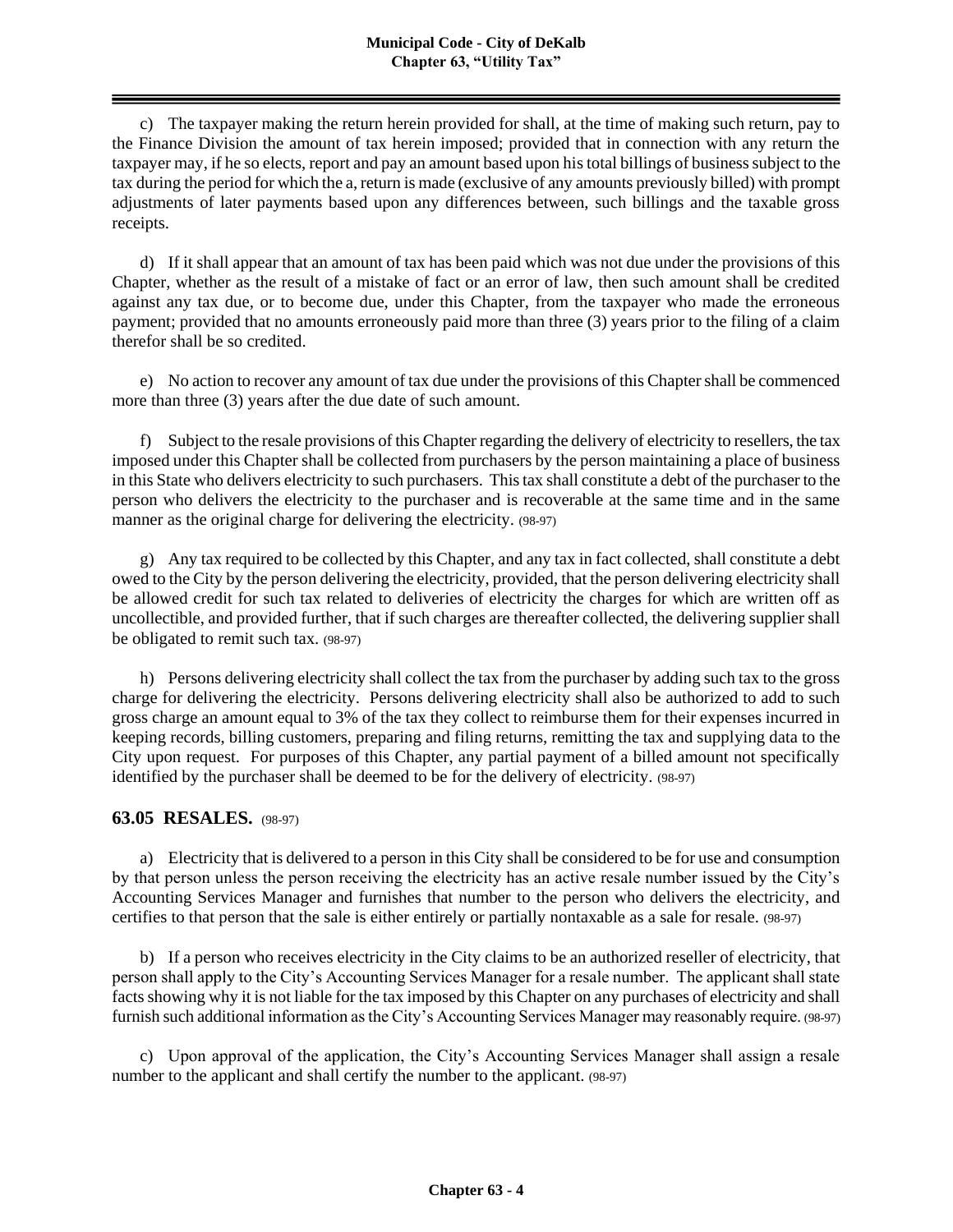c) The taxpayer making the return herein provided for shall, at the time of making such return, pay to the Finance Division the amount of tax herein imposed; provided that in connection with any return the taxpayer may, if he so elects, report and pay an amount based upon his total billings of business subject to the tax during the period for which the a, return is made (exclusive of any amounts previously billed) with prompt adjustments of later payments based upon any differences between, such billings and the taxable gross receipts.

d) If it shall appear that an amount of tax has been paid which was not due under the provisions of this Chapter, whether as the result of a mistake of fact or an error of law, then such amount shall be credited against any tax due, or to become due, under this Chapter, from the taxpayer who made the erroneous payment; provided that no amounts erroneously paid more than three (3) years prior to the filing of a claim therefor shall be so credited.

e) No action to recover any amount of tax due under the provisions of this Chapter shall be commenced more than three (3) years after the due date of such amount.

f) Subject to the resale provisions of this Chapter regarding the delivery of electricity to resellers, the tax imposed under this Chapter shall be collected from purchasers by the person maintaining a place of business in this State who delivers electricity to such purchasers. This tax shall constitute a debt of the purchaser to the person who delivers the electricity to the purchaser and is recoverable at the same time and in the same manner as the original charge for delivering the electricity. (98-97)

g) Any tax required to be collected by this Chapter, and any tax in fact collected, shall constitute a debt owed to the City by the person delivering the electricity, provided, that the person delivering electricity shall be allowed credit for such tax related to deliveries of electricity the charges for which are written off as uncollectible, and provided further, that if such charges are thereafter collected, the delivering supplier shall be obligated to remit such tax. (98-97)

h) Persons delivering electricity shall collect the tax from the purchaser by adding such tax to the gross charge for delivering the electricity. Persons delivering electricity shall also be authorized to add to such gross charge an amount equal to 3% of the tax they collect to reimburse them for their expenses incurred in keeping records, billing customers, preparing and filing returns, remitting the tax and supplying data to the City upon request. For purposes of this Chapter, any partial payment of a billed amount not specifically identified by the purchaser shall be deemed to be for the delivery of electricity. (98-97)

## 63.05 RESALES. (98-97)

a) Electricity that is delivered to a person in this City shall be considered to be for use and consumption by that person unless the person receiving the electricity has an active resale number issued by the City's Accounting Services Manager and furnishes that number to the person who delivers the electricity, and certifies to that person that the sale is either entirely or partially nontaxable as a sale for resale. (98-97)

b) If a person who receives electricity in the City claims to be an authorized reseller of electricity, that person shall apply to the City's Accounting Services Manager for a resale number. The applicant shall state facts showing why it is not liable for the tax imposed by this Chapter on any purchases of electricity and shall furnish such additional information as the City's Accounting Services Manager may reasonably require. (98-97)

c) Upon approval of the application, the City's Accounting Services Manager shall assign a resale number to the applicant and shall certify the number to the applicant. (98-97)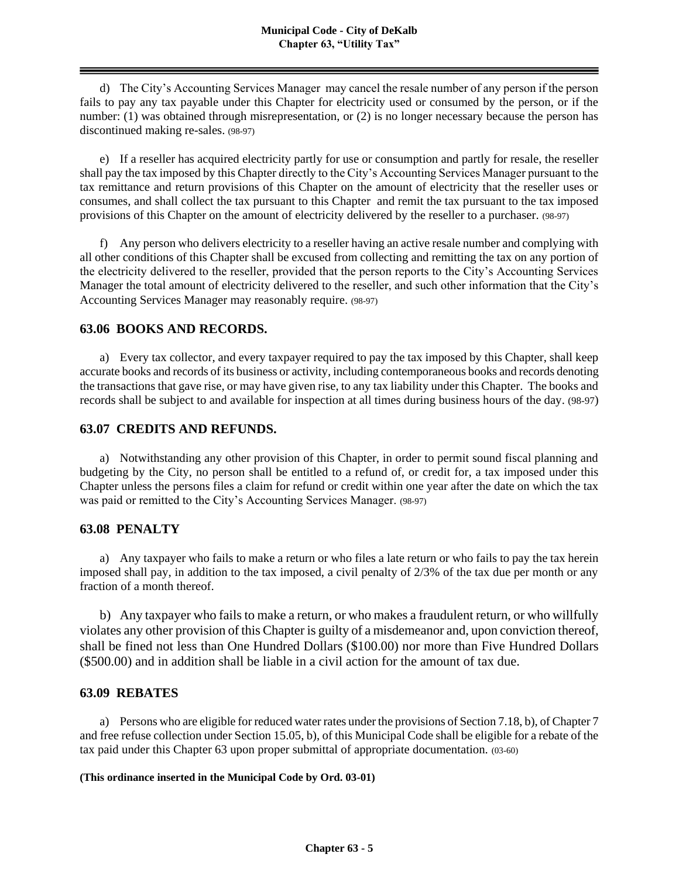d) The City's Accounting Services Manager may cancel the resale number of any person if the person fails to pay any tax payable under this Chapter for electricity used or consumed by the person, or if the number: (1) was obtained through misrepresentation, or (2) is no longer necessary because the person has discontinued making re-sales. (98-97)

e) If a reseller has acquired electricity partly for use or consumption and partly for resale, the reseller shall pay the tax imposed by this Chapter directly to the City's Accounting Services Manager pursuant to the tax remittance and return provisions of this Chapter on the amount of electricity that the reseller uses or consumes, and shall collect the tax pursuant to this Chapter and remit the tax pursuant to the tax imposed provisions of this Chapter on the amount of electricity delivered by the reseller to a purchaser. (98-97)

f) Any person who delivers electricity to a reseller having an active resale number and complying with all other conditions of this Chapter shall be excused from collecting and remitting the tax on any portion of the electricity delivered to the reseller, provided that the person reports to the City's Accounting Services Manager the total amount of electricity delivered to the reseller, and such other information that the City's Accounting Services Manager may reasonably require. (98-97)

## 63.06 BOOKS AND RECORDS.

a) Every tax collector, and every taxpayer required to pay the tax imposed by this Chapter, shall keep accurate books and records of its business or activity, including contemporaneous books and records denoting the transactions that gave rise, or may have given rise, to any tax liability under this Chapter. The books and records shall be subject to and available for inspection at all times during business hours of the day. (98-97)

## 63.07 CREDITS AND REFUNDS.

a) Notwithstanding any other provision of this Chapter, in order to permit sound fiscal planning and budgeting by the City, no person shall be entitled to a refund of, or credit for, a tax imposed under this Chapter unless the persons files a claim for refund or credit within one year after the date on which the tax was paid or remitted to the City's Accounting Services Manager. (98-97)

## 63.08 PENALTY

a) Any taxpayer who fails to make a return or who files a late return or who fails to pay the tax herein imposed shall pay, in addition to the tax imposed, a civil penalty of 2/3% of the tax due per month or any fraction of a month thereof.

b) Any taxpayer who fails to make a return, or who makes a fraudulent return, or who willfully violates any other provision of this Chapter is guilty of a misdemeanor and, upon conviction thereof, shall be fined not less than One Hundred Dollars ($100.00) nor more than Five Hundred Dollars ($500.00) and in addition shall be liable in a civil action for the amount of tax due.

## 63.09 REBATES

a) Persons who are eligible for reduced water rates under the provisions of Section 7.18, b), of Chapter 7 and free refuse collection under Section 15.05, b), of this Municipal Code shall be eligible for a rebate of the tax paid under this Chapter 63 upon proper submittal of appropriate documentation. (03-60)

**(This ordinance inserted in the Municipal Code by Ord. 03-01)**